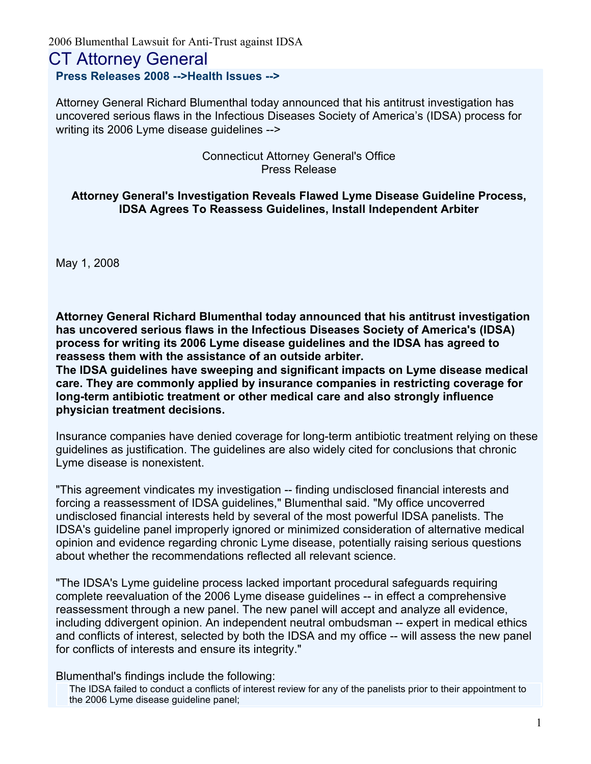2006 Blumenthal Lawsuit for Anti-Trust against IDSA

# CT Attorney General

**Press Releases 2008 -->Health Issues -->**

Attorney General Richard Blumenthal today announced that his antitrust investigation has uncovered serious flaws in the Infectious Diseases Society of America's (IDSA) process for writing its 2006 Lyme disease guidelines -->

Connecticut Attorney General's Office
Press Release

**Attorney General's Investigation Reveals Flawed Lyme Disease Guideline Process, IDSA Agrees To Reassess Guidelines, Install Independent Arbiter**

May 1, 2008

**Attorney General Richard Blumenthal today announced that his antitrust investigation has uncovered serious flaws in the Infectious Diseases Society of America's (IDSA) process for writing its 2006 Lyme disease guidelines and the IDSA has agreed to reassess them with the assistance of an outside arbiter.**
**The IDSA guidelines have sweeping and significant impacts on Lyme disease medical care. They are commonly applied by insurance companies in restricting coverage for long-term antibiotic treatment or other medical care and also strongly influence physician treatment decisions.**

Insurance companies have denied coverage for long-term antibiotic treatment relying on these guidelines as justification. The guidelines are also widely cited for conclusions that chronic Lyme disease is nonexistent.

"This agreement vindicates my investigation -- finding undisclosed financial interests and forcing a reassessment of IDSA guidelines," Blumenthal said. "My office uncoverred undisclosed financial interests held by several of the most powerful IDSA panelists. The IDSA's guideline panel improperly ignored or minimized consideration of alternative medical opinion and evidence regarding chronic Lyme disease, potentially raising serious questions about whether the recommendations reflected all relevant science.

"The IDSA's Lyme guideline process lacked important procedural safeguards requiring complete reevaluation of the 2006 Lyme disease guidelines -- in effect a comprehensive reassessment through a new panel. The new panel will accept and analyze all evidence, including ddivergent opinion. An independent neutral ombudsman -- expert in medical ethics and conflicts of interest, selected by both the IDSA and my office -- will assess the new panel for conflicts of interests and ensure its integrity."

Blumenthal's findings include the following:

- The IDSA failed to conduct a conflicts of interest review for any of the panelists prior to their appointment to the 2006 Lyme disease guideline panel;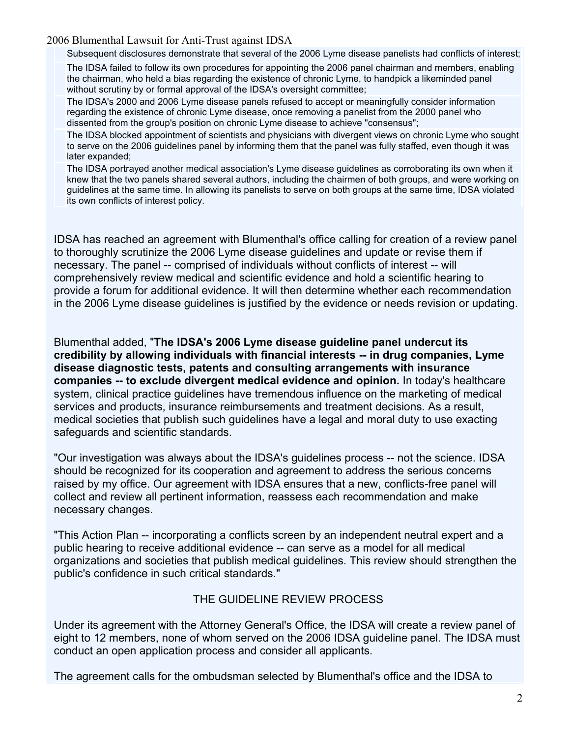- Subsequent disclosures demonstrate that several of the 2006 Lyme disease panelists had conflicts of interest;
- The IDSA failed to follow its own procedures for appointing the 2006 panel chairman and members, enabling the chairman, who held a bias regarding the existence of chronic Lyme, to handpick a likeminded panel without scrutiny by or formal approval of the IDSA's oversight committee;
- The IDSA's 2000 and 2006 Lyme disease panels refused to accept or meaningfully consider information regarding the existence of chronic Lyme disease, once removing a panelist from the 2000 panel who dissented from the group's position on chronic Lyme disease to achieve "consensus";
- The IDSA blocked appointment of scientists and physicians with divergent views on chronic Lyme who sought to serve on the 2006 guidelines panel by informing them that the panel was fully staffed, even though it was later expanded;
- The IDSA portrayed another medical association's Lyme disease guidelines as corroborating its own when it knew that the two panels shared several authors, including the chairmen of both groups, and were working on guidelines at the same time. In allowing its panelists to serve on both groups at the same time, IDSA violated its own conflicts of interest policy.

IDSA has reached an agreement with Blumenthal's office calling for creation of a review panel to thoroughly scrutinize the 2006 Lyme disease guidelines and update or revise them if necessary. The panel -- comprised of individuals without conflicts of interest -- will comprehensively review medical and scientific evidence and hold a scientific hearing to provide a forum for additional evidence. It will then determine whether each recommendation in the 2006 Lyme disease guidelines is justified by the evidence or needs revision or updating.

Blumenthal added, "**The IDSA's 2006 Lyme disease guideline panel undercut its credibility by allowing individuals with financial interests -- in drug companies, Lyme disease diagnostic tests, patents and consulting arrangements with insurance companies -- to exclude divergent medical evidence and opinion.** In today's healthcare system, clinical practice guidelines have tremendous influence on the marketing of medical services and products, insurance reimbursements and treatment decisions. As a result, medical societies that publish such guidelines have a legal and moral duty to use exacting safeguards and scientific standards.

"Our investigation was always about the IDSA's guidelines process -- not the science. IDSA should be recognized for its cooperation and agreement to address the serious concerns raised by my office. Our agreement with IDSA ensures that a new, conflicts-free panel will collect and review all pertinent information, reassess each recommendation and make necessary changes.

"This Action Plan -- incorporating a conflicts screen by an independent neutral expert and a public hearing to receive additional evidence -- can serve as a model for all medical organizations and societies that publish medical guidelines. This review should strengthen the public's confidence in such critical standards."

## THE GUIDELINE REVIEW PROCESS

Under its agreement with the Attorney General's Office, the IDSA will create a review panel of eight to 12 members, none of whom served on the 2006 IDSA guideline panel. The IDSA must conduct an open application process and consider all applicants.

The agreement calls for the ombudsman selected by Blumenthal's office and the IDSA to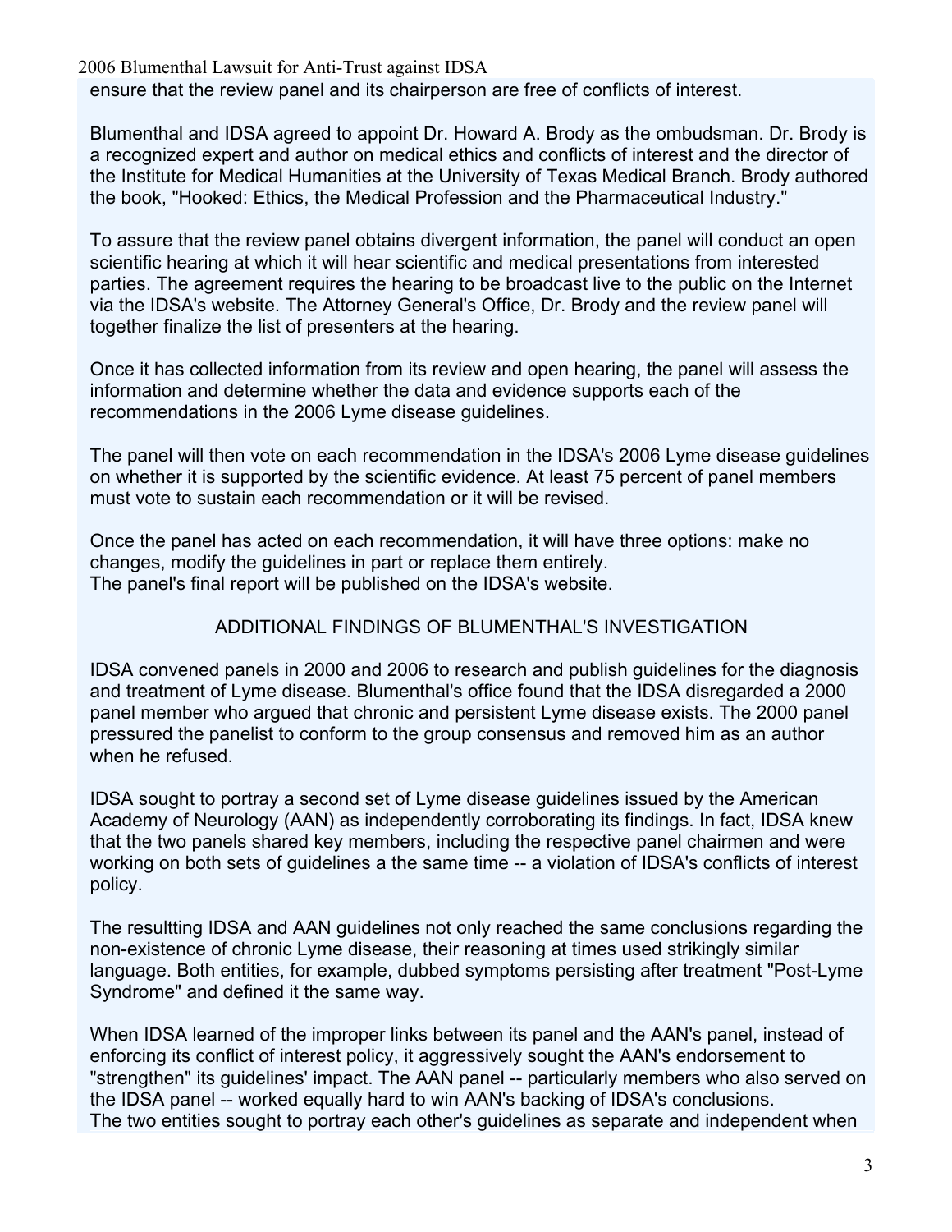ensure that the review panel and its chairperson are free of conflicts of interest.

Blumenthal and IDSA agreed to appoint Dr. Howard A. Brody as the ombudsman. Dr. Brody is a recognized expert and author on medical ethics and conflicts of interest and the director of the Institute for Medical Humanities at the University of Texas Medical Branch. Brody authored the book, "Hooked: Ethics, the Medical Profession and the Pharmaceutical Industry."

To assure that the review panel obtains divergent information, the panel will conduct an open scientific hearing at which it will hear scientific and medical presentations from interested parties. The agreement requires the hearing to be broadcast live to the public on the Internet via the IDSA's website. The Attorney General's Office, Dr. Brody and the review panel will together finalize the list of presenters at the hearing.

Once it has collected information from its review and open hearing, the panel will assess the information and determine whether the data and evidence supports each of the recommendations in the 2006 Lyme disease guidelines.

The panel will then vote on each recommendation in the IDSA's 2006 Lyme disease guidelines on whether it is supported by the scientific evidence. At least 75 percent of panel members must vote to sustain each recommendation or it will be revised.

Once the panel has acted on each recommendation, it will have three options: make no changes, modify the guidelines in part or replace them entirely.
The panel's final report will be published on the IDSA's website.

## ADDITIONAL FINDINGS OF BLUMENTHAL'S INVESTIGATION

IDSA convened panels in 2000 and 2006 to research and publish guidelines for the diagnosis and treatment of Lyme disease. Blumenthal's office found that the IDSA disregarded a 2000 panel member who argued that chronic and persistent Lyme disease exists. The 2000 panel pressured the panelist to conform to the group consensus and removed him as an author when he refused.

IDSA sought to portray a second set of Lyme disease guidelines issued by the American Academy of Neurology (AAN) as independently corroborating its findings. In fact, IDSA knew that the two panels shared key members, including the respective panel chairmen and were working on both sets of guidelines a the same time -- a violation of IDSA's conflicts of interest policy.

The resultting IDSA and AAN guidelines not only reached the same conclusions regarding the non-existence of chronic Lyme disease, their reasoning at times used strikingly similar language. Both entities, for example, dubbed symptoms persisting after treatment "Post-Lyme Syndrome" and defined it the same way.

When IDSA learned of the improper links between its panel and the AAN's panel, instead of enforcing its conflict of interest policy, it aggressively sought the AAN's endorsement to "strengthen" its guidelines' impact. The AAN panel -- particularly members who also served on the IDSA panel -- worked equally hard to win AAN's backing of IDSA's conclusions.
The two entities sought to portray each other's guidelines as separate and independent when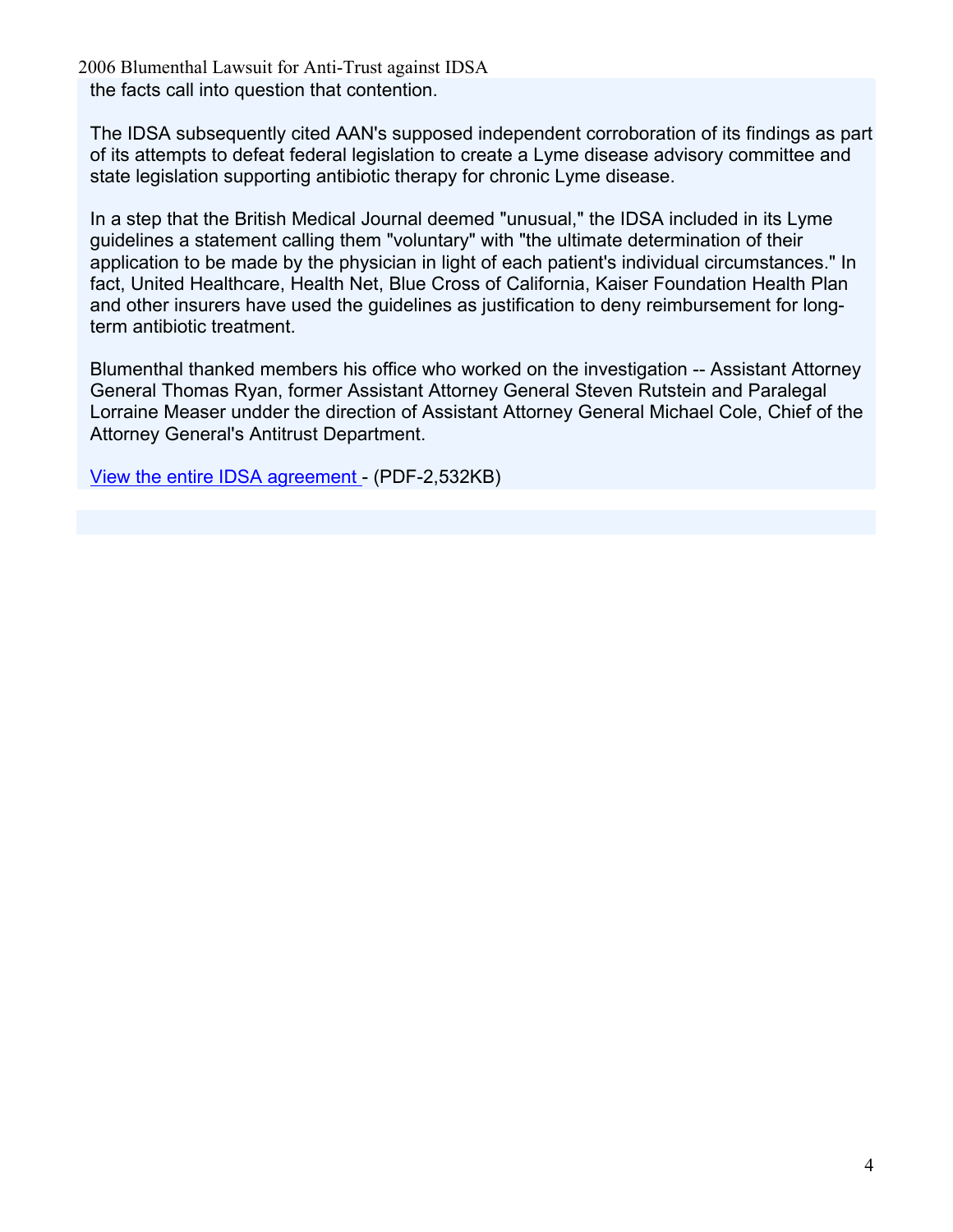the facts call into question that contention.

The IDSA subsequently cited AAN's supposed independent corroboration of its findings as part of its attempts to defeat federal legislation to create a Lyme disease advisory committee and state legislation supporting antibiotic therapy for chronic Lyme disease.

In a step that the British Medical Journal deemed "unusual," the IDSA included in its Lyme guidelines a statement calling them "voluntary" with "the ultimate determination of their application to be made by the physician in light of each patient's individual circumstances." In fact, United Healthcare, Health Net, Blue Cross of California, Kaiser Foundation Health Plan and other insurers have used the guidelines as justification to deny reimbursement for long-term antibiotic treatment.

Blumenthal thanked members his office who worked on the investigation -- Assistant Attorney General Thomas Ryan, former Assistant Attorney General Steven Rutstein and Paralegal Lorraine Measer undder the direction of Assistant Attorney General Michael Cole, Chief of the Attorney General's Antitrust Department.

View the entire IDSA agreement - (PDF-2,532KB)